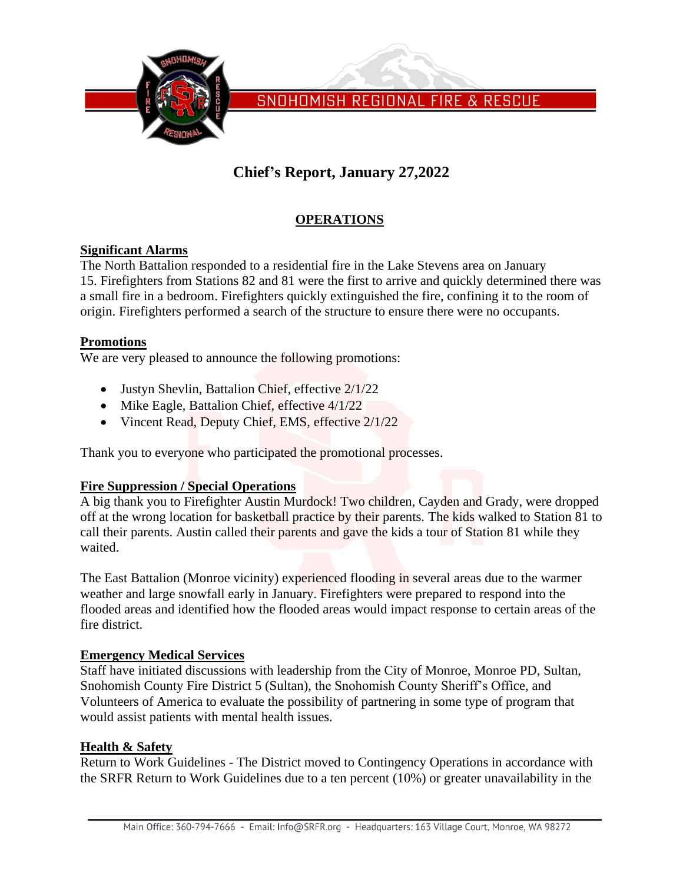# Chief's Report, January 27,2022

## OPERATIONS

### Significant Alarms

The North Battalion responded to a residential fire in the Lake Stevens area on January 15. Firefighters from Stations 82 and 81 were the first to arrive and quickly determined there was a small fire in a bedroom. Firefighters quickly extinguished the fire, confining it to the room of origin. Firefighters performed a search of the structure to ensure there were no occupants.

### Promotions

We are very pleased to announce the following promotions:

- Justyn Shevlin, Battalion Chief, effective 2/1/22
- Mike Eagle, Battalion Chief, effective 4/1/22
- Vincent Read, Deputy Chief, EMS, effective 2/1/22

Thank you to everyone who participated the promotional processes.

### Fire Suppression / Special Operations

A big thank you to Firefighter Austin Murdock! Two children, Cayden and Grady, were dropped off at the wrong location for basketball practice by their parents. The kids walked to Station 81 to call their parents. Austin called their parents and gave the kids a tour of Station 81 while they waited.

The East Battalion (Monroe vicinity) experienced flooding in several areas due to the warmer weather and large snowfall early in January. Firefighters were prepared to respond into the flooded areas and identified how the flooded areas would impact response to certain areas of the fire district.

### Emergency Medical Services

Staff have initiated discussions with leadership from the City of Monroe, Monroe PD, Sultan, Snohomish County Fire District 5 (Sultan), the Snohomish County Sheriff's Office, and Volunteers of America to evaluate the possibility of partnering in some type of program that would assist patients with mental health issues.

### Health & Safety

Return to Work Guidelines - The District moved to Contingency Operations in accordance with the SRFR Return to Work Guidelines due to a ten percent (10%) or greater unavailability in the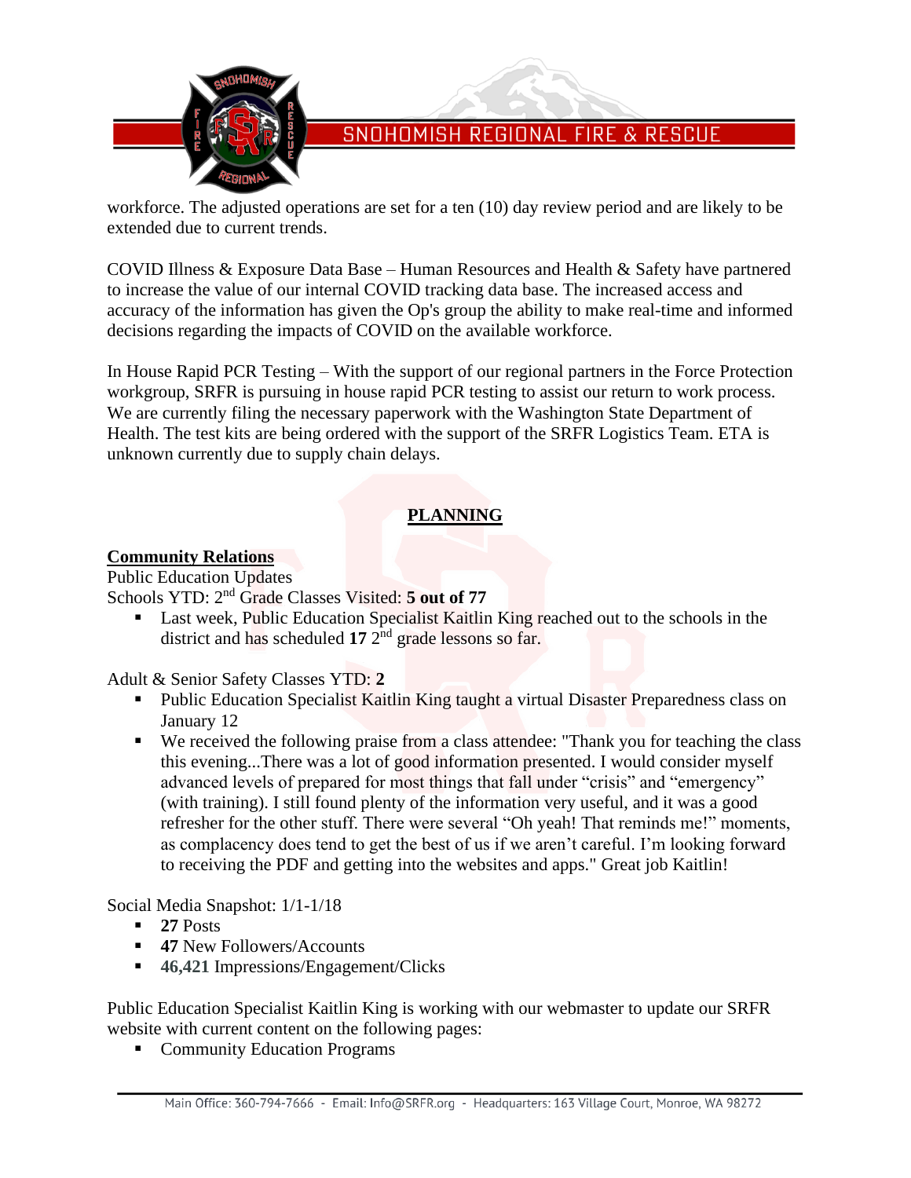workforce. The adjusted operations are set for a ten (10) day review period and are likely to be extended due to current trends.

COVID Illness & Exposure Data Base – Human Resources and Health & Safety have partnered to increase the value of our internal COVID tracking data base. The increased access and accuracy of the information has given the Op's group the ability to make real-time and informed decisions regarding the impacts of COVID on the available workforce.

In House Rapid PCR Testing – With the support of our regional partners in the Force Protection workgroup, SRFR is pursuing in house rapid PCR testing to assist our return to work process. We are currently filing the necessary paperwork with the Washington State Department of Health. The test kits are being ordered with the support of the SRFR Logistics Team. ETA is unknown currently due to supply chain delays.

## PLANNING

### Community Relations

Public Education Updates

Schools YTD: 2nd Grade Classes Visited: **5 out of 77**

- Last week, Public Education Specialist Kaitlin King reached out to the schools in the district and has scheduled **17** 2nd grade lessons so far.

Adult & Senior Safety Classes YTD: **2**

- Public Education Specialist Kaitlin King taught a virtual Disaster Preparedness class on January 12
- We received the following praise from a class attendee: "Thank you for teaching the class this evening...There was a lot of good information presented. I would consider myself advanced levels of prepared for most things that fall under "crisis" and "emergency" (with training). I still found plenty of the information very useful, and it was a good refresher for the other stuff. There were several "Oh yeah! That reminds me!" moments, as complacency does tend to get the best of us if we aren't careful. I'm looking forward to receiving the PDF and getting into the websites and apps." Great job Kaitlin!

Social Media Snapshot: 1/1-1/18

- **27** Posts
- **47** New Followers/Accounts
- **46,421** Impressions/Engagement/Clicks

Public Education Specialist Kaitlin King is working with our webmaster to update our SRFR website with current content on the following pages:

- Community Education Programs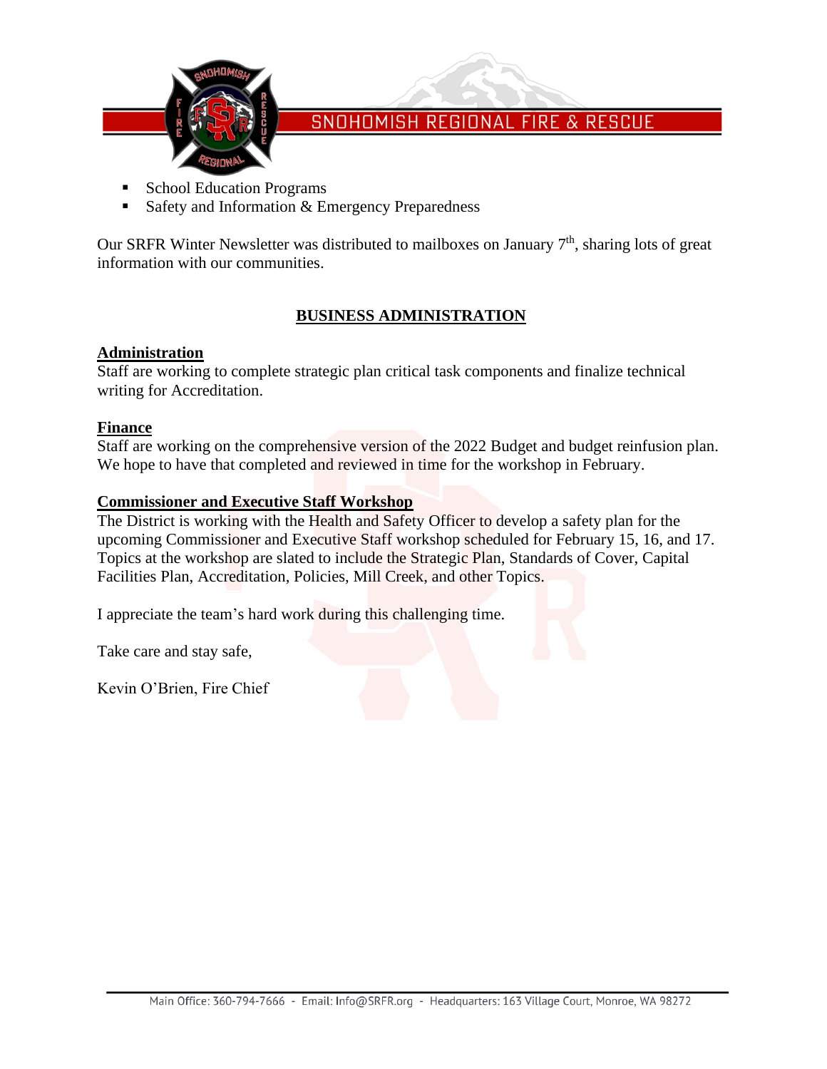- School Education Programs
- Safety and Information & Emergency Preparedness

Our SRFR Winter Newsletter was distributed to mailboxes on January 7th, sharing lots of great information with our communities.

## BUSINESS ADMINISTRATION

### Administration

Staff are working to complete strategic plan critical task components and finalize technical writing for Accreditation.

### Finance

Staff are working on the comprehensive version of the 2022 Budget and budget reinfusion plan. We hope to have that completed and reviewed in time for the workshop in February.

### Commissioner and Executive Staff Workshop

The District is working with the Health and Safety Officer to develop a safety plan for the upcoming Commissioner and Executive Staff workshop scheduled for February 15, 16, and 17. Topics at the workshop are slated to include the Strategic Plan, Standards of Cover, Capital Facilities Plan, Accreditation, Policies, Mill Creek, and other Topics.

I appreciate the team's hard work during this challenging time.

Take care and stay safe,

Kevin O'Brien, Fire Chief